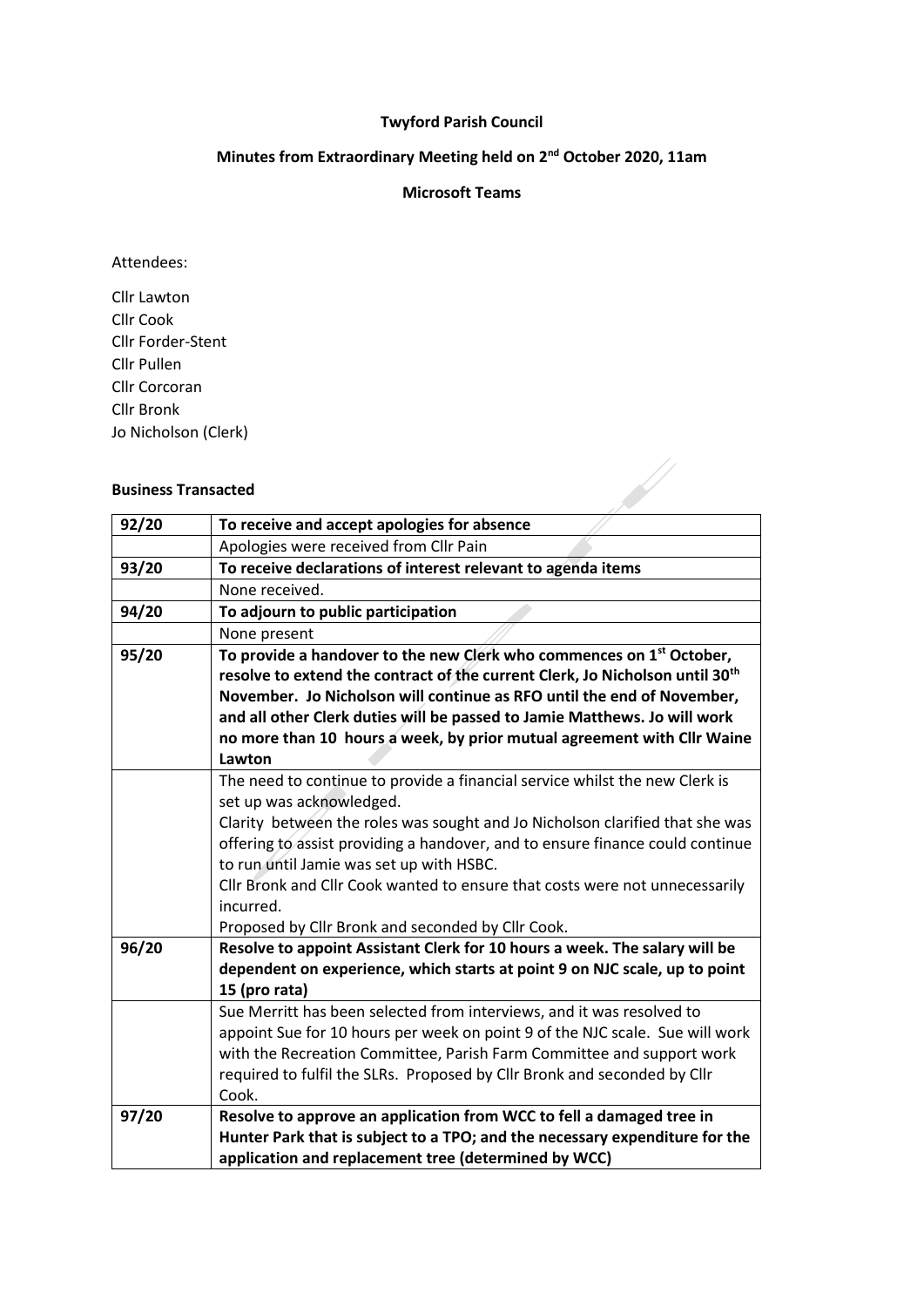**Twyford Parish Council**

**Minutes from Extraordinary Meeting held on 2nd October 2020, 11am**

**Microsoft Teams**

Attendees:

Cllr Lawton
Cllr Cook
Cllr Forder-Stent
Cllr Pullen
Cllr Corcoran
Cllr Bronk
Jo Nicholson (Clerk)

**Business Transacted**

| | |
|---|---|
| **92/20** | **To receive and accept apologies for absence** |
| | Apologies were received from Cllr Pain |
| **93/20** | **To receive declarations of interest relevant to agenda items** |
| | None received. |
| **94/20** | **To adjourn to public participation** |
| | None present |
| **95/20** | **To provide a handover to the new Clerk who commences on 1st October, resolve to extend the contract of the current Clerk, Jo Nicholson until 30th November. Jo Nicholson will continue as RFO until the end of November, and all other Clerk duties will be passed to Jamie Matthews. Jo will work no more than 10 hours a week, by prior mutual agreement with Cllr Waine Lawton** |
| | The need to continue to provide a financial service whilst the new Clerk is set up was acknowledged.<br>Clarity between the roles was sought and Jo Nicholson clarified that she was offering to assist providing a handover, and to ensure finance could continue to run until Jamie was set up with HSBC.<br>Cllr Bronk and Cllr Cook wanted to ensure that costs were not unnecessarily incurred.<br>Proposed by Cllr Bronk and seconded by Cllr Cook. |
| **96/20** | **Resolve to appoint Assistant Clerk for 10 hours a week. The salary will be dependent on experience, which starts at point 9 on NJC scale, up to point 15 (pro rata)** |
| | Sue Merritt has been selected from interviews, and it was resolved to appoint Sue for 10 hours per week on point 9 of the NJC scale. Sue will work with the Recreation Committee, Parish Farm Committee and support work required to fulfil the SLRs. Proposed by Cllr Bronk and seconded by Cllr Cook. |
| **97/20** | **Resolve to approve an application from WCC to fell a damaged tree in Hunter Park that is subject to a TPO; and the necessary expenditure for the application and replacement tree (determined by WCC)** |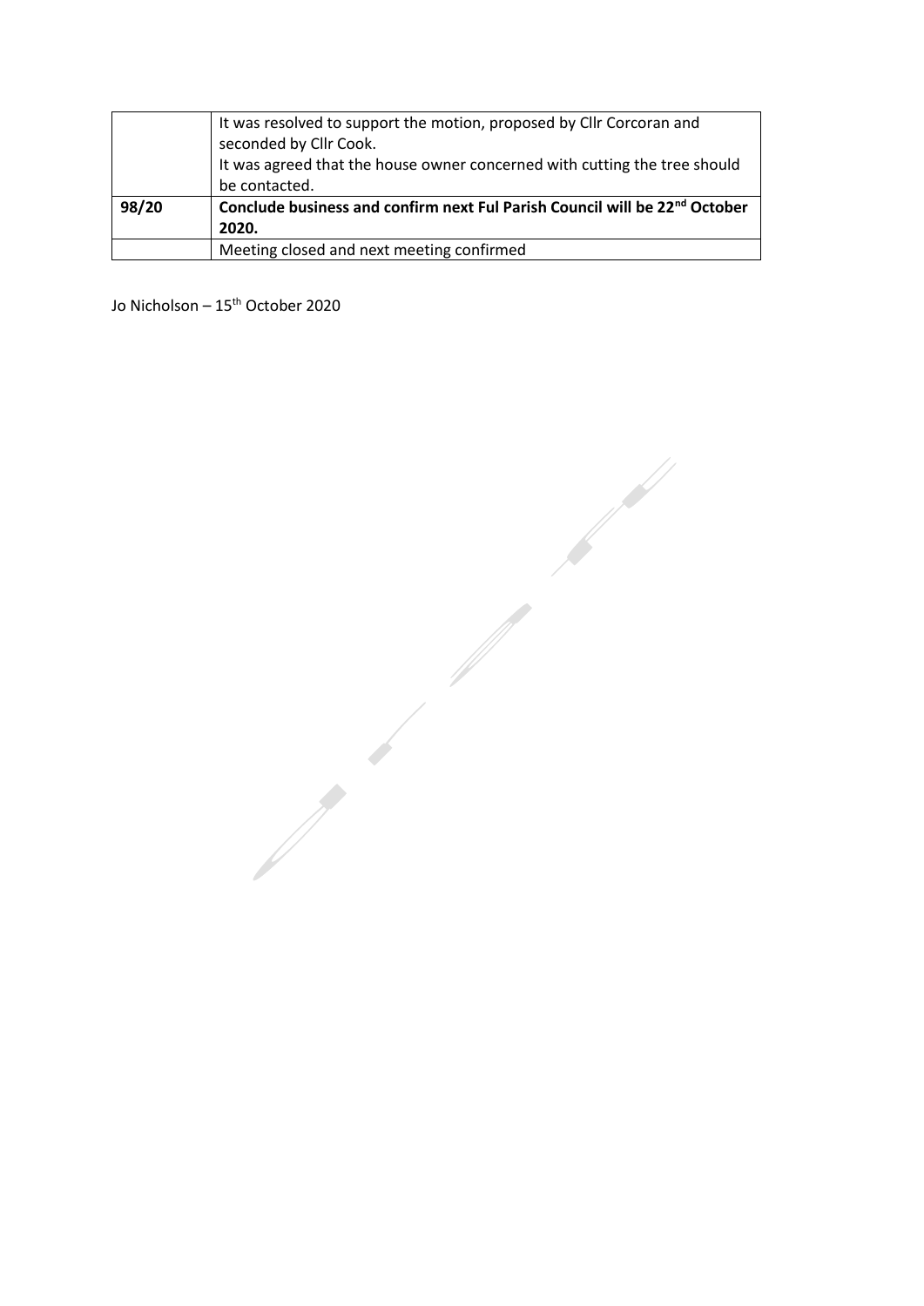| | |
|---|---|
| | It was resolved to support the motion, proposed by Cllr Corcoran and seconded by Cllr Cook.<br>It was agreed that the house owner concerned with cutting the tree should be contacted. |
| **98/20** | **Conclude business and confirm next Ful Parish Council will be 22nd October 2020.** |
| | Meeting closed and next meeting confirmed |

Jo Nicholson – 15th October 2020